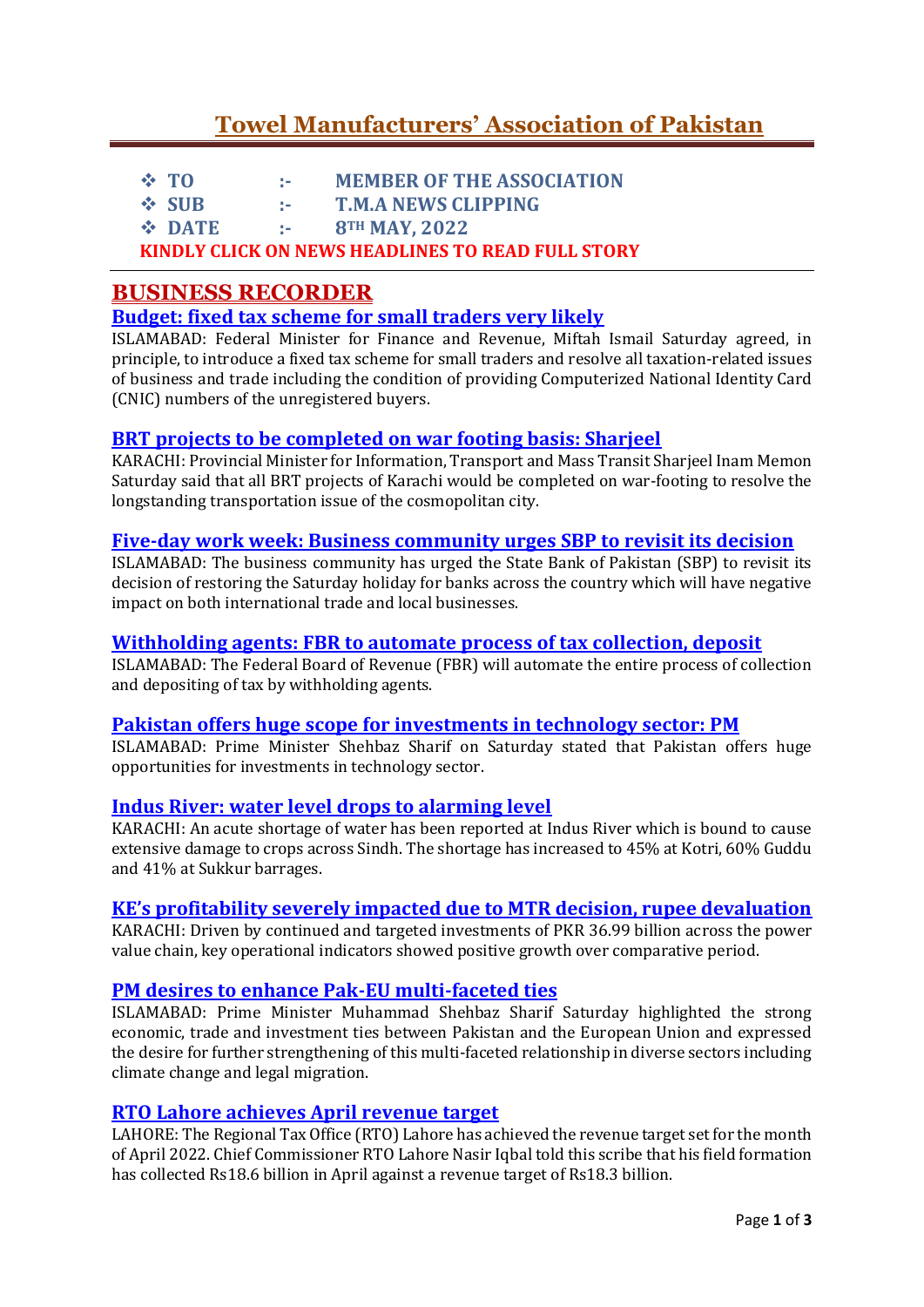# Towel Manufacturers' Association of Pakistan

- **TO :- MEMBER OF THE ASSOCIATION**
- **SUB :- T.M.A NEWS CLIPPING**
- **DATE :- 8TH MAY, 2022**

**KINDLY CLICK ON NEWS HEADLINES TO READ FULL STORY**

---

## BUSINESS RECORDER

### Budget: fixed tax scheme for small traders very likely

ISLAMABAD: Federal Minister for Finance and Revenue, Miftah Ismail Saturday agreed, in principle, to introduce a fixed tax scheme for small traders and resolve all taxation-related issues of business and trade including the condition of providing Computerized National Identity Card (CNIC) numbers of the unregistered buyers.

### BRT projects to be completed on war footing basis: Sharjeel

KARACHI: Provincial Minister for Information, Transport and Mass Transit Sharjeel Inam Memon Saturday said that all BRT projects of Karachi would be completed on war-footing to resolve the longstanding transportation issue of the cosmopolitan city.

### Five-day work week: Business community urges SBP to revisit its decision

ISLAMABAD: The business community has urged the State Bank of Pakistan (SBP) to revisit its decision of restoring the Saturday holiday for banks across the country which will have negative impact on both international trade and local businesses.

### Withholding agents: FBR to automate process of tax collection, deposit

ISLAMABAD: The Federal Board of Revenue (FBR) will automate the entire process of collection and depositing of tax by withholding agents.

### Pakistan offers huge scope for investments in technology sector: PM

ISLAMABAD: Prime Minister Shehbaz Sharif on Saturday stated that Pakistan offers huge opportunities for investments in technology sector.

### Indus River: water level drops to alarming level

KARACHI: An acute shortage of water has been reported at Indus River which is bound to cause extensive damage to crops across Sindh. The shortage has increased to 45% at Kotri, 60% Guddu and 41% at Sukkur barrages.

### KE's profitability severely impacted due to MTR decision, rupee devaluation

KARACHI: Driven by continued and targeted investments of PKR 36.99 billion across the power value chain, key operational indicators showed positive growth over comparative period.

### PM desires to enhance Pak-EU multi-faceted ties

ISLAMABAD: Prime Minister Muhammad Shehbaz Sharif Saturday highlighted the strong economic, trade and investment ties between Pakistan and the European Union and expressed the desire for further strengthening of this multi-faceted relationship in diverse sectors including climate change and legal migration.

### RTO Lahore achieves April revenue target

LAHORE: The Regional Tax Office (RTO) Lahore has achieved the revenue target set for the month of April 2022. Chief Commissioner RTO Lahore Nasir Iqbal told this scribe that his field formation has collected Rs18.6 billion in April against a revenue target of Rs18.3 billion.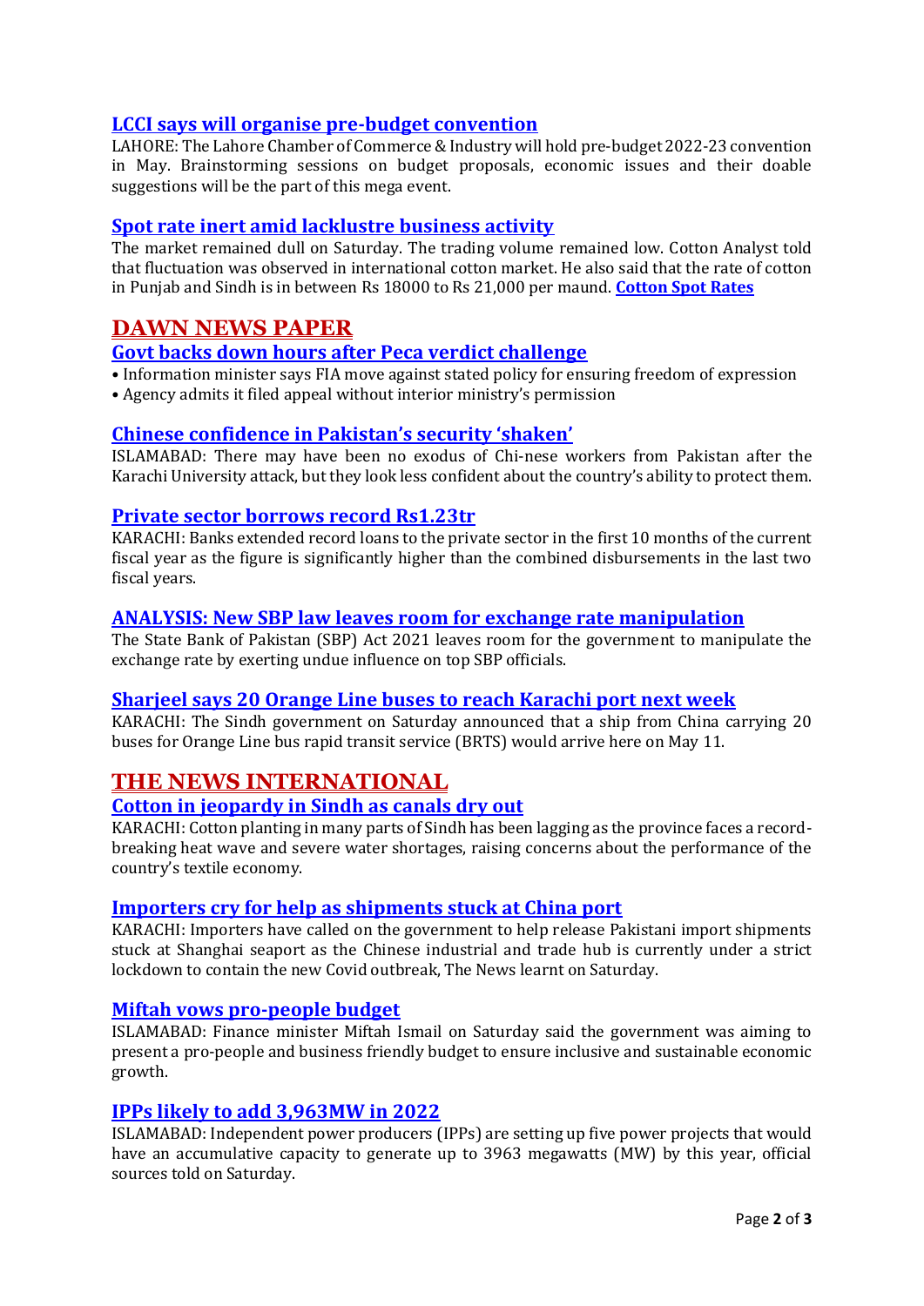### LCCI says will organise pre-budget convention

LAHORE: The Lahore Chamber of Commerce & Industry will hold pre-budget 2022-23 convention in May. Brainstorming sessions on budget proposals, economic issues and their doable suggestions will be the part of this mega event.

### Spot rate inert amid lacklustre business activity

The market remained dull on Saturday. The trading volume remained low. Cotton Analyst told that fluctuation was observed in international cotton market. He also said that the rate of cotton in Punjab and Sindh is in between Rs 18000 to Rs 21,000 per maund. **Cotton Spot Rates**

## DAWN NEWS PAPER

### Govt backs down hours after Peca verdict challenge

- Information minister says FIA move against stated policy for ensuring freedom of expression
- Agency admits it filed appeal without interior ministry's permission

### Chinese confidence in Pakistan's security 'shaken'

ISLAMABAD: There may have been no exodus of Chi-nese workers from Pakistan after the Karachi University attack, but they look less confident about the country's ability to protect them.

### Private sector borrows record Rs1.23tr

KARACHI: Banks extended record loans to the private sector in the first 10 months of the current fiscal year as the figure is significantly higher than the combined disbursements in the last two fiscal years.

### ANALYSIS: New SBP law leaves room for exchange rate manipulation

The State Bank of Pakistan (SBP) Act 2021 leaves room for the government to manipulate the exchange rate by exerting undue influence on top SBP officials.

### Sharjeel says 20 Orange Line buses to reach Karachi port next week

KARACHI: The Sindh government on Saturday announced that a ship from China carrying 20 buses for Orange Line bus rapid transit service (BRTS) would arrive here on May 11.

## THE NEWS INTERNATIONAL

### Cotton in jeopardy in Sindh as canals dry out

KARACHI: Cotton planting in many parts of Sindh has been lagging as the province faces a record-breaking heat wave and severe water shortages, raising concerns about the performance of the country's textile economy.

### Importers cry for help as shipments stuck at China port

KARACHI: Importers have called on the government to help release Pakistani import shipments stuck at Shanghai seaport as the Chinese industrial and trade hub is currently under a strict lockdown to contain the new Covid outbreak, The News learnt on Saturday.

### Miftah vows pro-people budget

ISLAMABAD: Finance minister Miftah Ismail on Saturday said the government was aiming to present a pro-people and business friendly budget to ensure inclusive and sustainable economic growth.

### IPPs likely to add 3,963MW in 2022

ISLAMABAD: Independent power producers (IPPs) are setting up five power projects that would have an accumulative capacity to generate up to 3963 megawatts (MW) by this year, official sources told on Saturday.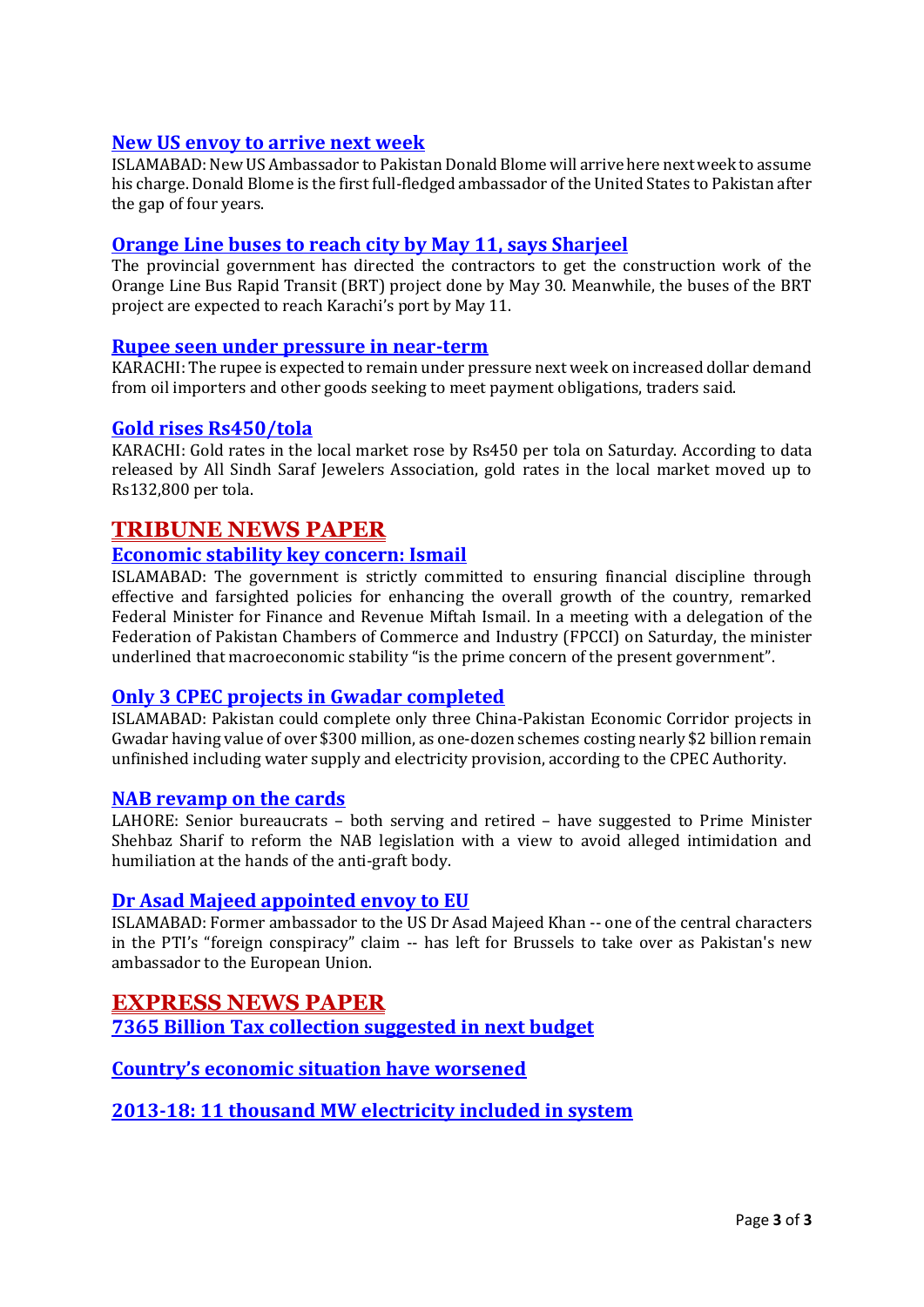### New US envoy to arrive next week

ISLAMABAD: New US Ambassador to Pakistan Donald Blome will arrive here next week to assume his charge. Donald Blome is the first full-fledged ambassador of the United States to Pakistan after the gap of four years.

### Orange Line buses to reach city by May 11, says Sharjeel

The provincial government has directed the contractors to get the construction work of the Orange Line Bus Rapid Transit (BRT) project done by May 30. Meanwhile, the buses of the BRT project are expected to reach Karachi's port by May 11.

### Rupee seen under pressure in near-term

KARACHI: The rupee is expected to remain under pressure next week on increased dollar demand from oil importers and other goods seeking to meet payment obligations, traders said.

### Gold rises Rs450/tola

KARACHI: Gold rates in the local market rose by Rs450 per tola on Saturday. According to data released by All Sindh Saraf Jewelers Association, gold rates in the local market moved up to Rs132,800 per tola.

## TRIBUNE NEWS PAPER

### Economic stability key concern: Ismail

ISLAMABAD: The government is strictly committed to ensuring financial discipline through effective and farsighted policies for enhancing the overall growth of the country, remarked Federal Minister for Finance and Revenue Miftah Ismail. In a meeting with a delegation of the Federation of Pakistan Chambers of Commerce and Industry (FPCCI) on Saturday, the minister underlined that macroeconomic stability "is the prime concern of the present government".

### Only 3 CPEC projects in Gwadar completed

ISLAMABAD: Pakistan could complete only three China-Pakistan Economic Corridor projects in Gwadar having value of over $300 million, as one-dozen schemes costing nearly $2 billion remain unfinished including water supply and electricity provision, according to the CPEC Authority.

### NAB revamp on the cards

LAHORE: Senior bureaucrats – both serving and retired – have suggested to Prime Minister Shehbaz Sharif to reform the NAB legislation with a view to avoid alleged intimidation and humiliation at the hands of the anti-graft body.

### Dr Asad Majeed appointed envoy to EU

ISLAMABAD: Former ambassador to the US Dr Asad Majeed Khan -- one of the central characters in the PTI's "foreign conspiracy" claim -- has left for Brussels to take over as Pakistan's new ambassador to the European Union.

## EXPRESS NEWS PAPER

### 7365 Billion Tax collection suggested in next budget

### Country's economic situation have worsened

### 2013-18: 11 thousand MW electricity included in system